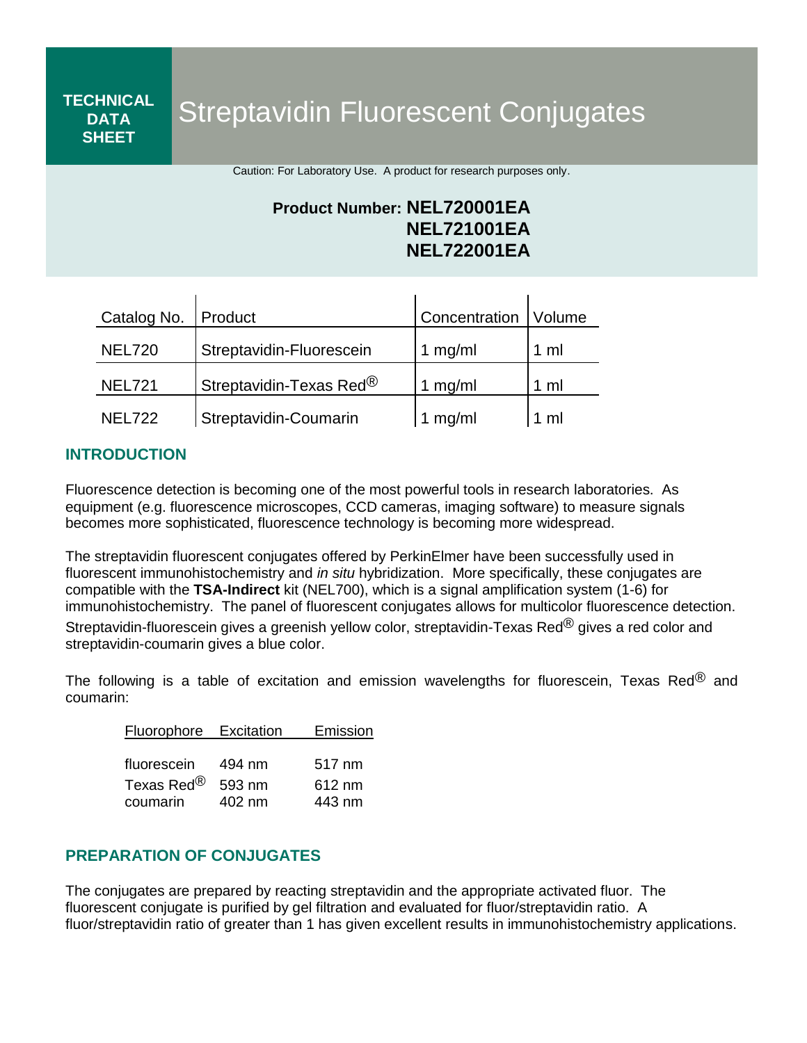TECHNICAL DATA SHEET

# Streptavidin Fluorescent Conjugates

Caution: For Laboratory Use. A product for research purposes only.

**Product Number: NEL720001EA**
**NEL721001EA**
**NEL722001EA**

| Catalog No. | Product | Concentration | Volume |
|---|---|---|---|
| NEL720 | Streptavidin-Fluorescein | 1 mg/ml | 1 ml |
| NEL721 | Streptavidin-Texas Red® | 1 mg/ml | 1 ml |
| NEL722 | Streptavidin-Coumarin | 1 mg/ml | 1 ml |

## INTRODUCTION

Fluorescence detection is becoming one of the most powerful tools in research laboratories. As equipment (e.g. fluorescence microscopes, CCD cameras, imaging software) to measure signals becomes more sophisticated, fluorescence technology is becoming more widespread.

The streptavidin fluorescent conjugates offered by PerkinElmer have been successfully used in fluorescent immunohistochemistry and *in situ* hybridization. More specifically, these conjugates are compatible with the **TSA-Indirect** kit (NEL700), which is a signal amplification system (1-6) for immunohistochemistry. The panel of fluorescent conjugates allows for multicolor fluorescence detection. Streptavidin-fluorescein gives a greenish yellow color, streptavidin-Texas Red® gives a red color and streptavidin-coumarin gives a blue color.

The following is a table of excitation and emission wavelengths for fluorescein, Texas Red® and coumarin:

| Fluorophore | Excitation | Emission |
|---|---|---|
| fluorescein | 494 nm | 517 nm |
| Texas Red® | 593 nm | 612 nm |
| coumarin | 402 nm | 443 nm |

## PREPARATION OF CONJUGATES

The conjugates are prepared by reacting streptavidin and the appropriate activated fluor. The fluorescent conjugate is purified by gel filtration and evaluated for fluor/streptavidin ratio. A fluor/streptavidin ratio of greater than 1 has given excellent results in immunohistochemistry applications.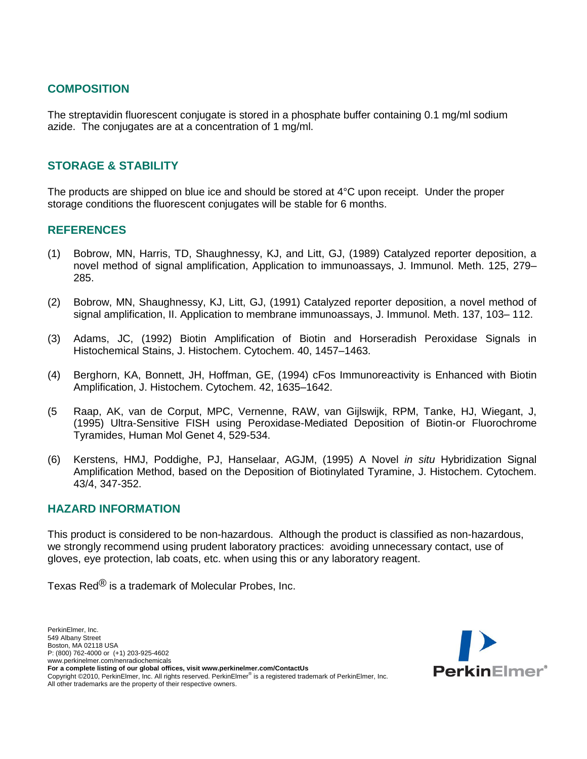## COMPOSITION

The streptavidin fluorescent conjugate is stored in a phosphate buffer containing 0.1 mg/ml sodium azide. The conjugates are at a concentration of 1 mg/ml.

## STORAGE & STABILITY

The products are shipped on blue ice and should be stored at 4°C upon receipt. Under the proper storage conditions the fluorescent conjugates will be stable for 6 months.

## REFERENCES

(1) Bobrow, MN, Harris, TD, Shaughnessy, KJ, and Litt, GJ, (1989) Catalyzed reporter deposition, a novel method of signal amplification, Application to immunoassays, J. Immunol. Meth. 125, 279–285.

(2) Bobrow, MN, Shaughnessy, KJ, Litt, GJ, (1991) Catalyzed reporter deposition, a novel method of signal amplification, II. Application to membrane immunoassays, J. Immunol. Meth. 137, 103– 112.

(3) Adams, JC, (1992) Biotin Amplification of Biotin and Horseradish Peroxidase Signals in Histochemical Stains, J. Histochem. Cytochem. 40, 1457–1463.

(4) Berghorn, KA, Bonnett, JH, Hoffman, GE, (1994) cFos Immunoreactivity is Enhanced with Biotin Amplification, J. Histochem. Cytochem. 42, 1635–1642.

(5 Raap, AK, van de Corput, MPC, Vernenne, RAW, van Gijlswijk, RPM, Tanke, HJ, Wiegant, J, (1995) Ultra-Sensitive FISH using Peroxidase-Mediated Deposition of Biotin-or Fluorochrome Tyramides, Human Mol Genet 4, 529-534.

(6) Kerstens, HMJ, Poddighe, PJ, Hanselaar, AGJM, (1995) A Novel *in situ* Hybridization Signal Amplification Method, based on the Deposition of Biotinylated Tyramine, J. Histochem. Cytochem. 43/4, 347-352.

## HAZARD INFORMATION

This product is considered to be non-hazardous. Although the product is classified as non-hazardous, we strongly recommend using prudent laboratory practices: avoiding unnecessary contact, use of gloves, eye protection, lab coats, etc. when using this or any laboratory reagent.

Texas Red® is a trademark of Molecular Probes, Inc.

PerkinElmer, Inc.
549 Albany Street
Boston, MA 02118 USA
P: (800) 762-4000 or (+1) 203-925-4602
www.perkinelmer.com/nenradiochemicals
**For a complete listing of our global offices, visit www.perkinelmer.com/ContactUs**
Copyright ©2010, PerkinElmer, Inc. All rights reserved. PerkinElmer® is a registered trademark of PerkinElmer, Inc.
All other trademarks are the property of their respective owners.

PerkinElmer®